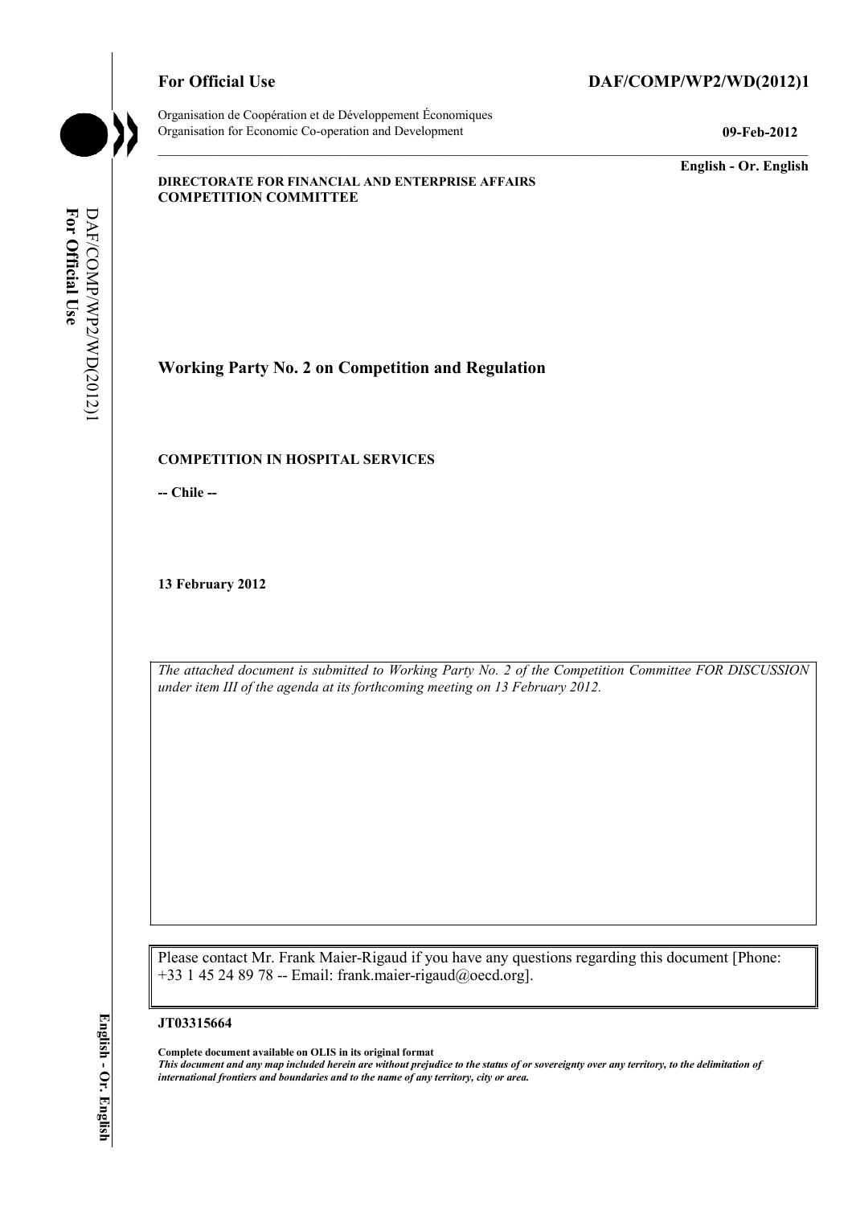**For Official Use** **DAF/COMP/WP2/WD(2012)1**

Organisation de Coopération et de Développement Économiques
Organisation for Economic Co-operation and Development **09-Feb-2012**

**English - Or. English**

**DIRECTORATE FOR FINANCIAL AND ENTERPRISE AFFAIRS**
**COMPETITION COMMITTEE**

## Working Party No. 2 on Competition and Regulation

**COMPETITION IN HOSPITAL SERVICES**

**-- Chile --**

**13 February 2012**

*The attached document is submitted to Working Party No. 2 of the Competition Committee FOR DISCUSSION under item III of the agenda at its forthcoming meeting on 13 February 2012.*

Please contact Mr. Frank Maier-Rigaud if you have any questions regarding this document [Phone: +33 1 45 24 89 78 -- Email: frank.maier-rigaud@oecd.org].

**JT03315664**

**Complete document available on OLIS in its original format**
***This document and any map included herein are without prejudice to the status of or sovereignty over any territory, to the delimitation of international frontiers and boundaries and to the name of any territory, city or area.***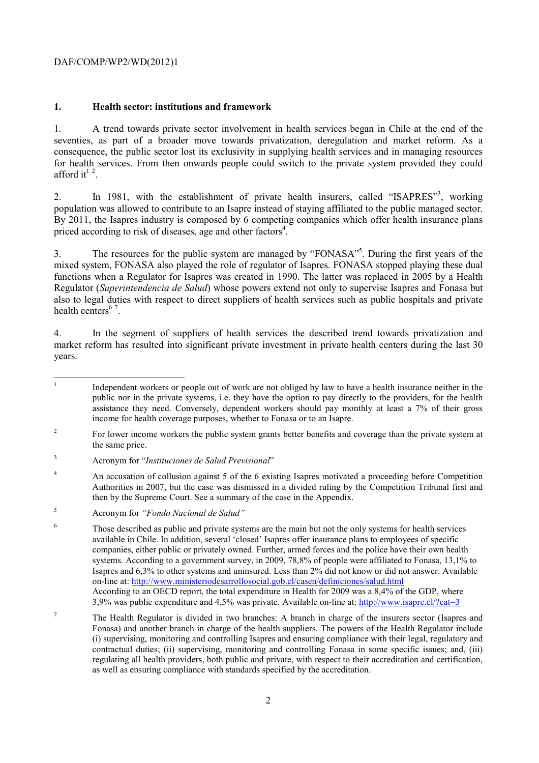## 1. Health sector: institutions and framework

1. A trend towards private sector involvement in health services began in Chile at the end of the seventies, as part of a broader move towards privatization, deregulation and market reform. As a consequence, the public sector lost its exclusivity in supplying health services and in managing resources for health services. From then onwards people could switch to the private system provided they could afford it[1] [2].

2. In 1981, with the establishment of private health insurers, called "ISAPRES"[3], working population was allowed to contribute to an Isapre instead of staying affiliated to the public managed sector. By 2011, the Isapres industry is composed by 6 competing companies which offer health insurance plans priced according to risk of diseases, age and other factors[4].

3. The resources for the public system are managed by "FONASA"[5]. During the first years of the mixed system, FONASA also played the role of regulator of Isapres. FONASA stopped playing these dual functions when a Regulator for Isapres was created in 1990. The latter was replaced in 2005 by a Health Regulator (*Superintendencia de Salud*) whose powers extend not only to supervise Isapres and Fonasa but also to legal duties with respect to direct suppliers of health services such as public hospitals and private health centers[6] [7].

4. In the segment of suppliers of health services the described trend towards privatization and market reform has resulted into significant private investment in private health centers during the last 30 years.

---

[1] Independent workers or people out of work are not obliged by law to have a health insurance neither in the public nor in the private systems, i.e. they have the option to pay directly to the providers, for the health assistance they need. Conversely, dependent workers should pay monthly at least a 7% of their gross income for health coverage purposes, whether to Fonasa or to an Isapre.

[2] For lower income workers the public system grants better benefits and coverage than the private system at the same price.

[3] Acronym for "*Instituciones de Salud Previsional*"

[4] An accusation of collusion against 5 of the 6 existing Isapres motivated a proceeding before Competition Authorities in 2007, but the case was dismissed in a divided ruling by the Competition Tribunal first and then by the Supreme Court. See a summary of the case in the Appendix.

[5] Acronym for *"Fondo Nacional de Salud"*

[6] Those described as public and private systems are the main but not the only systems for health services available in Chile. In addition, several 'closed' Isapres offer insurance plans to employees of specific companies, either public or privately owned. Further, armed forces and the police have their own health systems. According to a government survey, in 2009, 78,8% of people were affiliated to Fonasa, 13,1% to Isapres and 6,3% to other systems and uninsured. Less than 2% did not know or did not answer. Available on-line at: http://www.ministeriodesarrollosocial.gob.cl/casen/definiciones/salud.html
According to an OECD report, the total expenditure in Health for 2009 was a 8,4% of the GDP, where 3,9% was public expenditure and 4,5% was private. Available on-line at: http://www.isapre.cl/?cat=3

[7] The Health Regulator is divided in two branches: A branch in charge of the insurers sector (Isapres and Fonasa) and another branch in charge of the health suppliers. The powers of the Health Regulator include (i) supervising, monitoring and controlling Isapres and ensuring compliance with their legal, regulatory and contractual duties; (ii) supervising, monitoring and controlling Fonasa in some specific issues; and, (iii) regulating all health providers, both public and private, with respect to their accreditation and certification, as well as ensuring compliance with standards specified by the accreditation.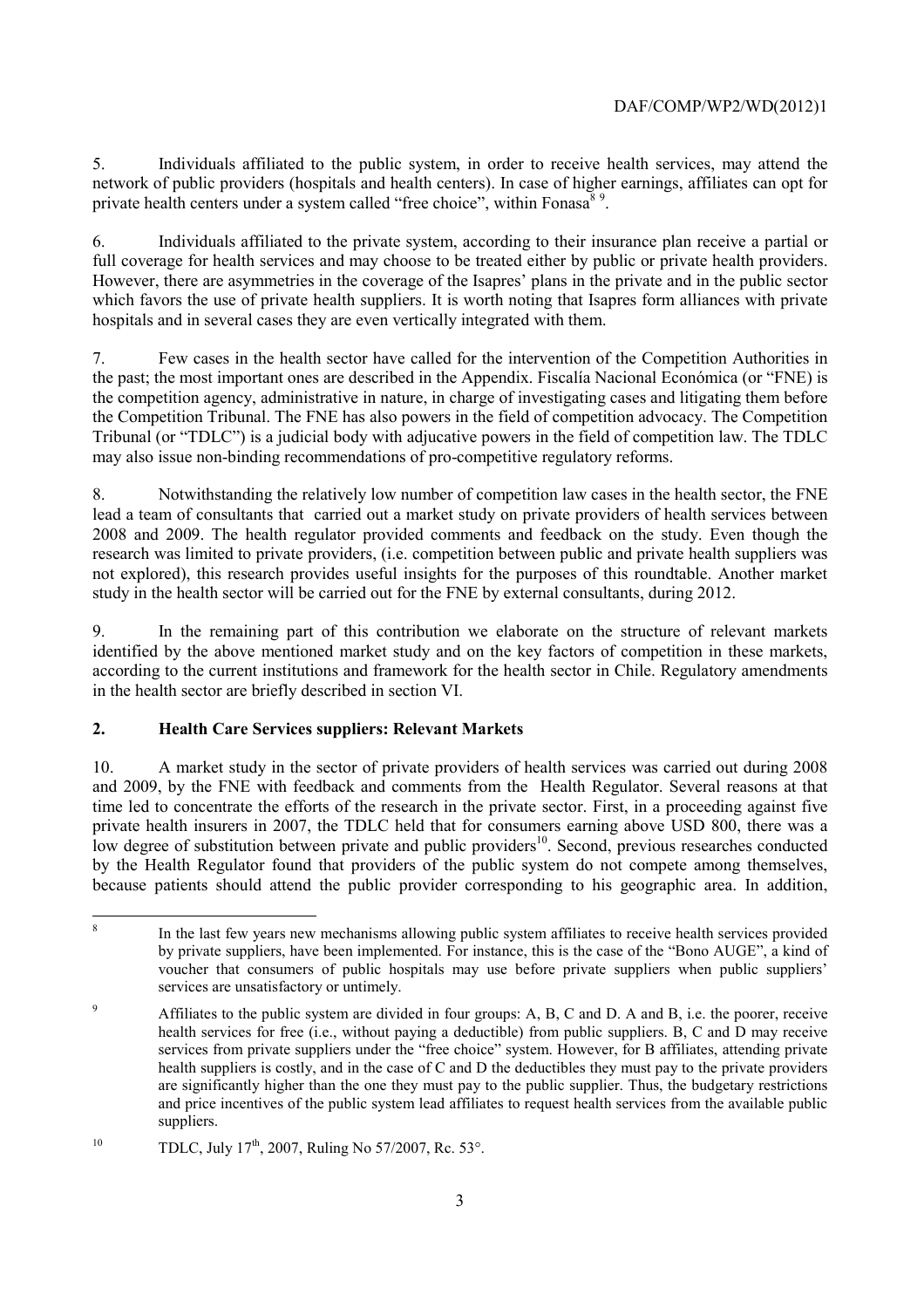5. Individuals affiliated to the public system, in order to receive health services, may attend the network of public providers (hospitals and health centers). In case of higher earnings, affiliates can opt for private health centers under a system called "free choice", within Fonasa[8 9].

6. Individuals affiliated to the private system, according to their insurance plan receive a partial or full coverage for health services and may choose to be treated either by public or private health providers. However, there are asymmetries in the coverage of the Isapres' plans in the private and in the public sector which favors the use of private health suppliers. It is worth noting that Isapres form alliances with private hospitals and in several cases they are even vertically integrated with them.

7. Few cases in the health sector have called for the intervention of the Competition Authorities in the past; the most important ones are described in the Appendix. Fiscalía Nacional Económica (or "FNE) is the competition agency, administrative in nature, in charge of investigating cases and litigating them before the Competition Tribunal. The FNE has also powers in the field of competition advocacy. The Competition Tribunal (or "TDLC") is a judicial body with adjucative powers in the field of competition law. The TDLC may also issue non-binding recommendations of pro-competitive regulatory reforms.

8. Notwithstanding the relatively low number of competition law cases in the health sector, the FNE lead a team of consultants that carried out a market study on private providers of health services between 2008 and 2009. The health regulator provided comments and feedback on the study. Even though the research was limited to private providers, (i.e. competition between public and private health suppliers was not explored), this research provides useful insights for the purposes of this roundtable. Another market study in the health sector will be carried out for the FNE by external consultants, during 2012.

9. In the remaining part of this contribution we elaborate on the structure of relevant markets identified by the above mentioned market study and on the key factors of competition in these markets, according to the current institutions and framework for the health sector in Chile. Regulatory amendments in the health sector are briefly described in section VI.

## 2. Health Care Services suppliers: Relevant Markets

10. A market study in the sector of private providers of health services was carried out during 2008 and 2009, by the FNE with feedback and comments from the Health Regulator. Several reasons at that time led to concentrate the efforts of the research in the private sector. First, in a proceeding against five private health insurers in 2007, the TDLC held that for consumers earning above USD 800, there was a low degree of substitution between private and public providers[10]. Second, previous researches conducted by the Health Regulator found that providers of the public system do not compete among themselves, because patients should attend the public provider corresponding to his geographic area. In addition,

---

[8] In the last few years new mechanisms allowing public system affiliates to receive health services provided by private suppliers, have been implemented. For instance, this is the case of the "Bono AUGE", a kind of voucher that consumers of public hospitals may use before private suppliers when public suppliers' services are unsatisfactory or untimely.

[9] Affiliates to the public system are divided in four groups: A, B, C and D. A and B, i.e. the poorer, receive health services for free (i.e., without paying a deductible) from public suppliers. B, C and D may receive services from private suppliers under the "free choice" system. However, for B affiliates, attending private health suppliers is costly, and in the case of C and D the deductibles they must pay to the private providers are significantly higher than the one they must pay to the public supplier. Thus, the budgetary restrictions and price incentives of the public system lead affiliates to request health services from the available public suppliers.

[10] TDLC, July 17th, 2007, Ruling No 57/2007, Rc. 53°.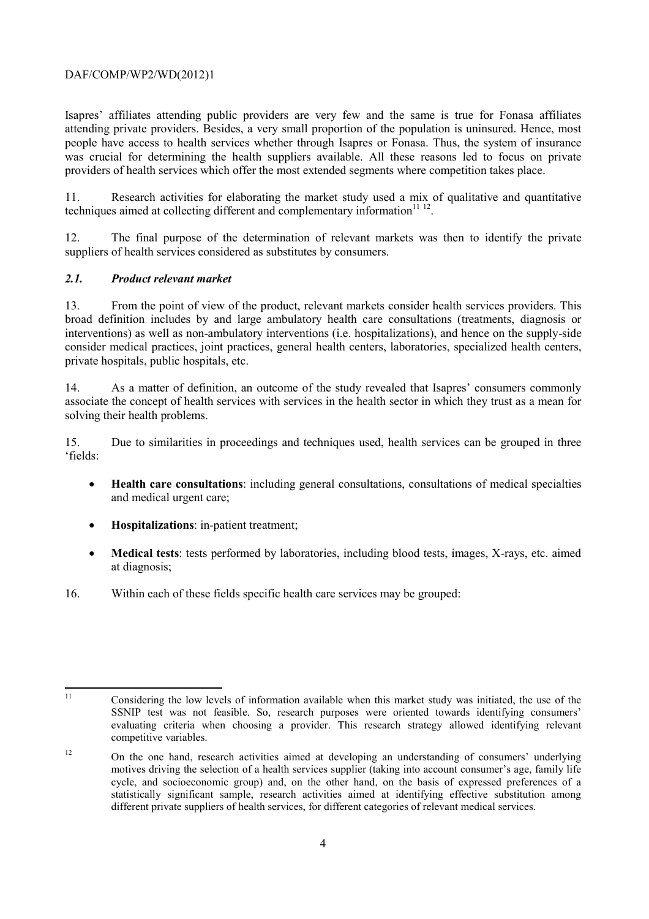Isapres' affiliates attending public providers are very few and the same is true for Fonasa affiliates attending private providers. Besides, a very small proportion of the population is uninsured. Hence, most people have access to health services whether through Isapres or Fonasa. Thus, the system of insurance was crucial for determining the health suppliers available. All these reasons led to focus on private providers of health services which offer the most extended segments where competition takes place.

11. Research activities for elaborating the market study used a mix of qualitative and quantitative techniques aimed at collecting different and complementary information[11 12].

12. The final purpose of the determination of relevant markets was then to identify the private suppliers of health services considered as substitutes by consumers.

### *2.1. Product relevant market*

13. From the point of view of the product, relevant markets consider health services providers. This broad definition includes by and large ambulatory health care consultations (treatments, diagnosis or interventions) as well as non-ambulatory interventions (i.e. hospitalizations), and hence on the supply-side consider medical practices, joint practices, general health centers, laboratories, specialized health centers, private hospitals, public hospitals, etc.

14. As a matter of definition, an outcome of the study revealed that Isapres' consumers commonly associate the concept of health services with services in the health sector in which they trust as a mean for solving their health problems.

15. Due to similarities in proceedings and techniques used, health services can be grouped in three 'fields:

- **Health care consultations**: including general consultations, consultations of medical specialties and medical urgent care;
- **Hospitalizations**: in-patient treatment;
- **Medical tests**: tests performed by laboratories, including blood tests, images, X-rays, etc. aimed at diagnosis;

16. Within each of these fields specific health care services may be grouped:

---

[11] Considering the low levels of information available when this market study was initiated, the use of the SSNIP test was not feasible. So, research purposes were oriented towards identifying consumers' evaluating criteria when choosing a provider. This research strategy allowed identifying relevant competitive variables.

[12] On the one hand, research activities aimed at developing an understanding of consumers' underlying motives driving the selection of a health services supplier (taking into account consumer's age, family life cycle, and socioeconomic group) and, on the other hand, on the basis of expressed preferences of a statistically significant sample, research activities aimed at identifying effective substitution among different private suppliers of health services, for different categories of relevant medical services.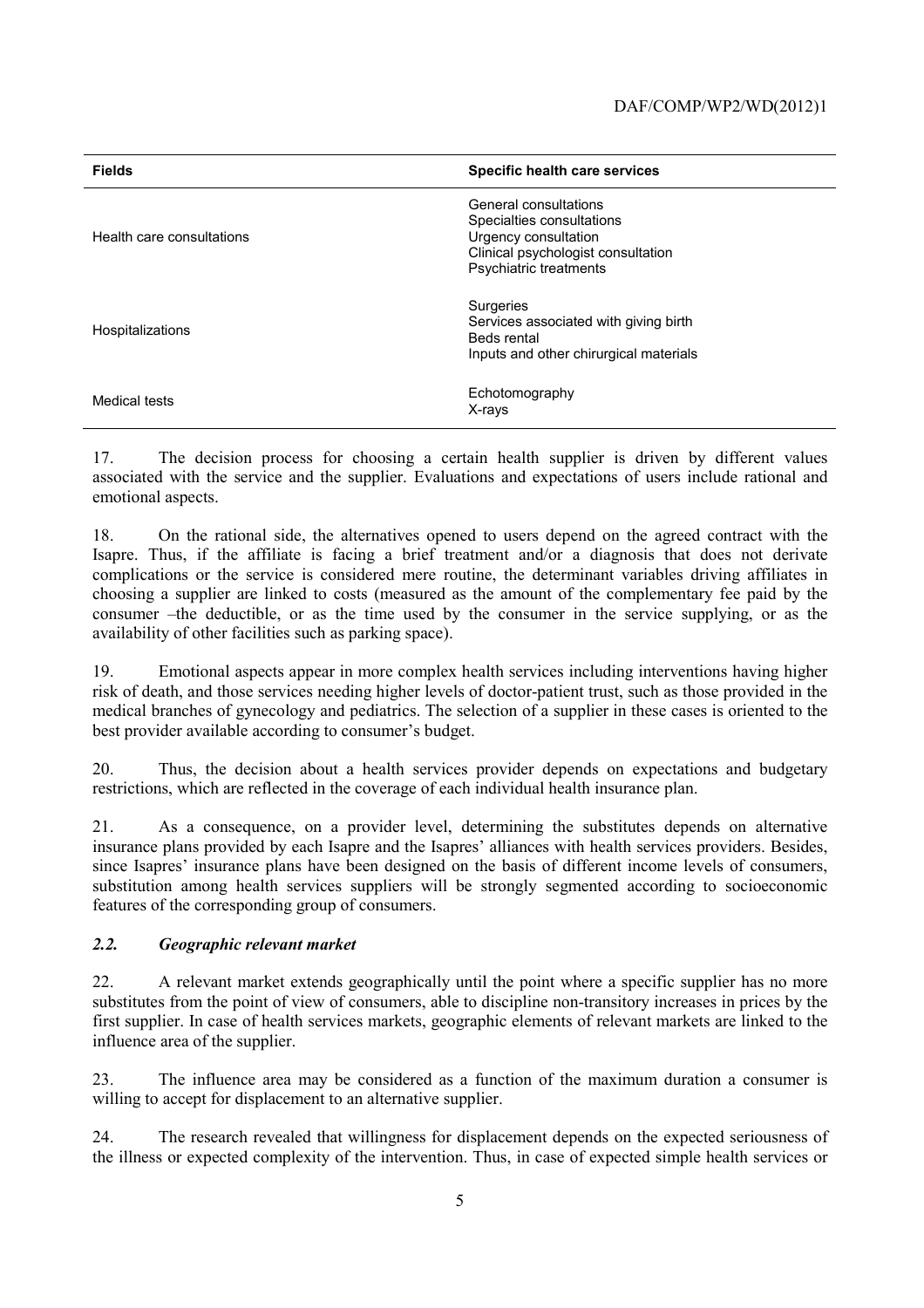| Fields | Specific health care services |
|---|---|
| Health care consultations | General consultations<br>Specialties consultations<br>Urgency consultation<br>Clinical psychologist consultation<br>Psychiatric treatments |
| Hospitalizations | Surgeries<br>Services associated with giving birth<br>Beds rental<br>Inputs and other chirurgical materials |
| Medical tests | Echotomography<br>X-rays |

17. The decision process for choosing a certain health supplier is driven by different values associated with the service and the supplier. Evaluations and expectations of users include rational and emotional aspects.

18. On the rational side, the alternatives opened to users depend on the agreed contract with the Isapre. Thus, if the affiliate is facing a brief treatment and/or a diagnosis that does not derivate complications or the service is considered mere routine, the determinant variables driving affiliates in choosing a supplier are linked to costs (measured as the amount of the complementary fee paid by the consumer –the deductible, or as the time used by the consumer in the service supplying, or as the availability of other facilities such as parking space).

19. Emotional aspects appear in more complex health services including interventions having higher risk of death, and those services needing higher levels of doctor-patient trust, such as those provided in the medical branches of gynecology and pediatrics. The selection of a supplier in these cases is oriented to the best provider available according to consumer's budget.

20. Thus, the decision about a health services provider depends on expectations and budgetary restrictions, which are reflected in the coverage of each individual health insurance plan.

21. As a consequence, on a provider level, determining the substitutes depends on alternative insurance plans provided by each Isapre and the Isapres' alliances with health services providers. Besides, since Isapres' insurance plans have been designed on the basis of different income levels of consumers, substitution among health services suppliers will be strongly segmented according to socioeconomic features of the corresponding group of consumers.

### *2.2. Geographic relevant market*

22. A relevant market extends geographically until the point where a specific supplier has no more substitutes from the point of view of consumers, able to discipline non-transitory increases in prices by the first supplier. In case of health services markets, geographic elements of relevant markets are linked to the influence area of the supplier.

23. The influence area may be considered as a function of the maximum duration a consumer is willing to accept for displacement to an alternative supplier.

24. The research revealed that willingness for displacement depends on the expected seriousness of the illness or expected complexity of the intervention. Thus, in case of expected simple health services or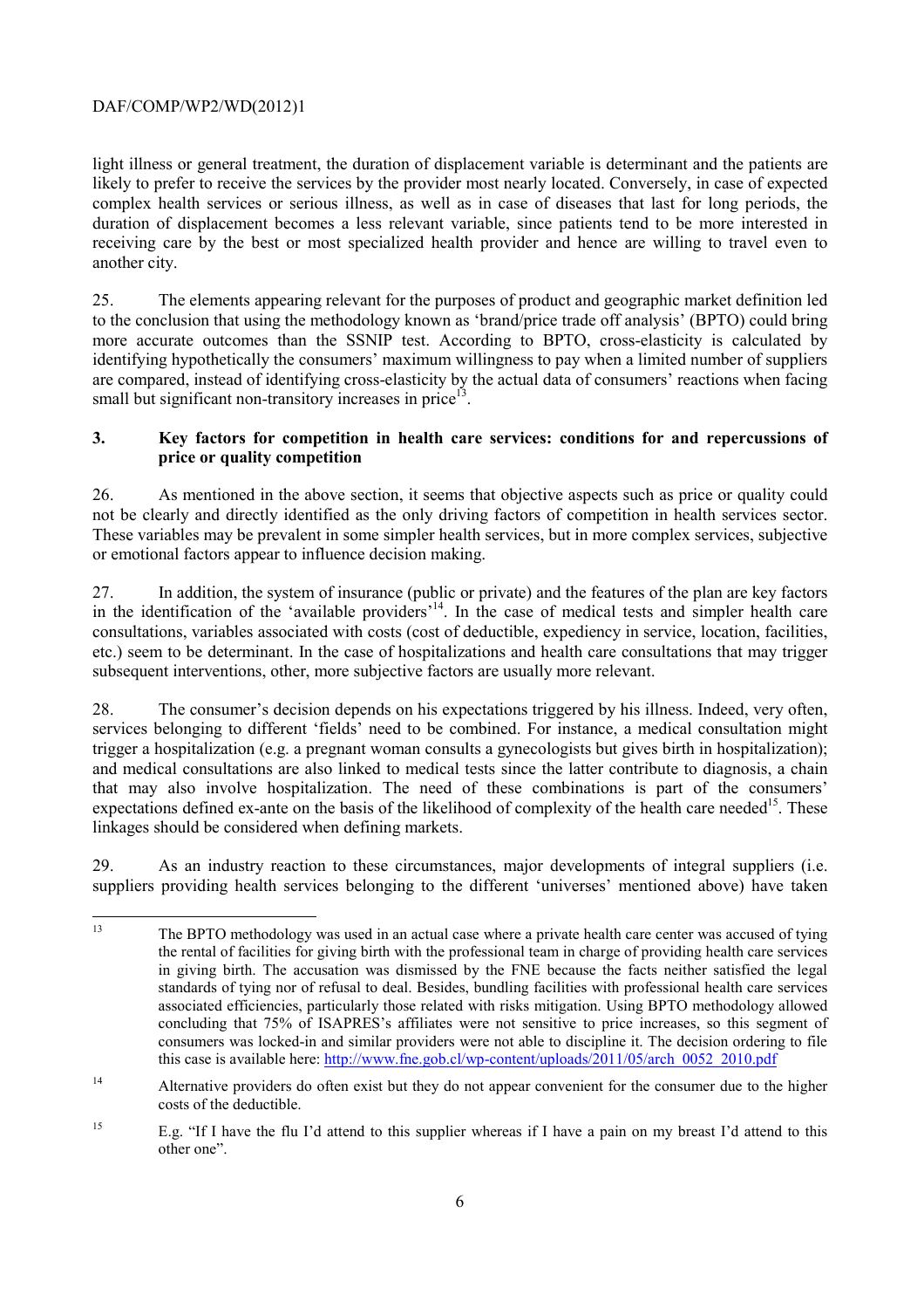light illness or general treatment, the duration of displacement variable is determinant and the patients are likely to prefer to receive the services by the provider most nearly located. Conversely, in case of expected complex health services or serious illness, as well as in case of diseases that last for long periods, the duration of displacement becomes a less relevant variable, since patients tend to be more interested in receiving care by the best or most specialized health provider and hence are willing to travel even to another city.

25. The elements appearing relevant for the purposes of product and geographic market definition led to the conclusion that using the methodology known as 'brand/price trade off analysis' (BPTO) could bring more accurate outcomes than the SSNIP test. According to BPTO, cross-elasticity is calculated by identifying hypothetically the consumers' maximum willingness to pay when a limited number of suppliers are compared, instead of identifying cross-elasticity by the actual data of consumers' reactions when facing small but significant non-transitory increases in price[13].

### 3. Key factors for competition in health care services: conditions for and repercussions of price or quality competition

26. As mentioned in the above section, it seems that objective aspects such as price or quality could not be clearly and directly identified as the only driving factors of competition in health services sector. These variables may be prevalent in some simpler health services, but in more complex services, subjective or emotional factors appear to influence decision making.

27. In addition, the system of insurance (public or private) and the features of the plan are key factors in the identification of the 'available providers'[14]. In the case of medical tests and simpler health care consultations, variables associated with costs (cost of deductible, expediency in service, location, facilities, etc.) seem to be determinant. In the case of hospitalizations and health care consultations that may trigger subsequent interventions, other, more subjective factors are usually more relevant.

28. The consumer's decision depends on his expectations triggered by his illness. Indeed, very often, services belonging to different 'fields' need to be combined. For instance, a medical consultation might trigger a hospitalization (e.g. a pregnant woman consults a gynecologists but gives birth in hospitalization); and medical consultations are also linked to medical tests since the latter contribute to diagnosis, a chain that may also involve hospitalization. The need of these combinations is part of the consumers' expectations defined ex-ante on the basis of the likelihood of complexity of the health care needed[15]. These linkages should be considered when defining markets.

29. As an industry reaction to these circumstances, major developments of integral suppliers (i.e. suppliers providing health services belonging to the different 'universes' mentioned above) have taken

---

[13] The BPTO methodology was used in an actual case where a private health care center was accused of tying the rental of facilities for giving birth with the professional team in charge of providing health care services in giving birth. The accusation was dismissed by the FNE because the facts neither satisfied the legal standards of tying nor of refusal to deal. Besides, bundling facilities with professional health care services associated efficiencies, particularly those related with risks mitigation. Using BPTO methodology allowed concluding that 75% of ISAPRES's affiliates were not sensitive to price increases, so this segment of consumers was locked-in and similar providers were not able to discipline it. The decision ordering to file this case is available here: http://www.fne.gob.cl/wp-content/uploads/2011/05/arch_0052_2010.pdf

[14] Alternative providers do often exist but they do not appear convenient for the consumer due to the higher costs of the deductible.

[15] E.g. "If I have the flu I'd attend to this supplier whereas if I have a pain on my breast I'd attend to this other one".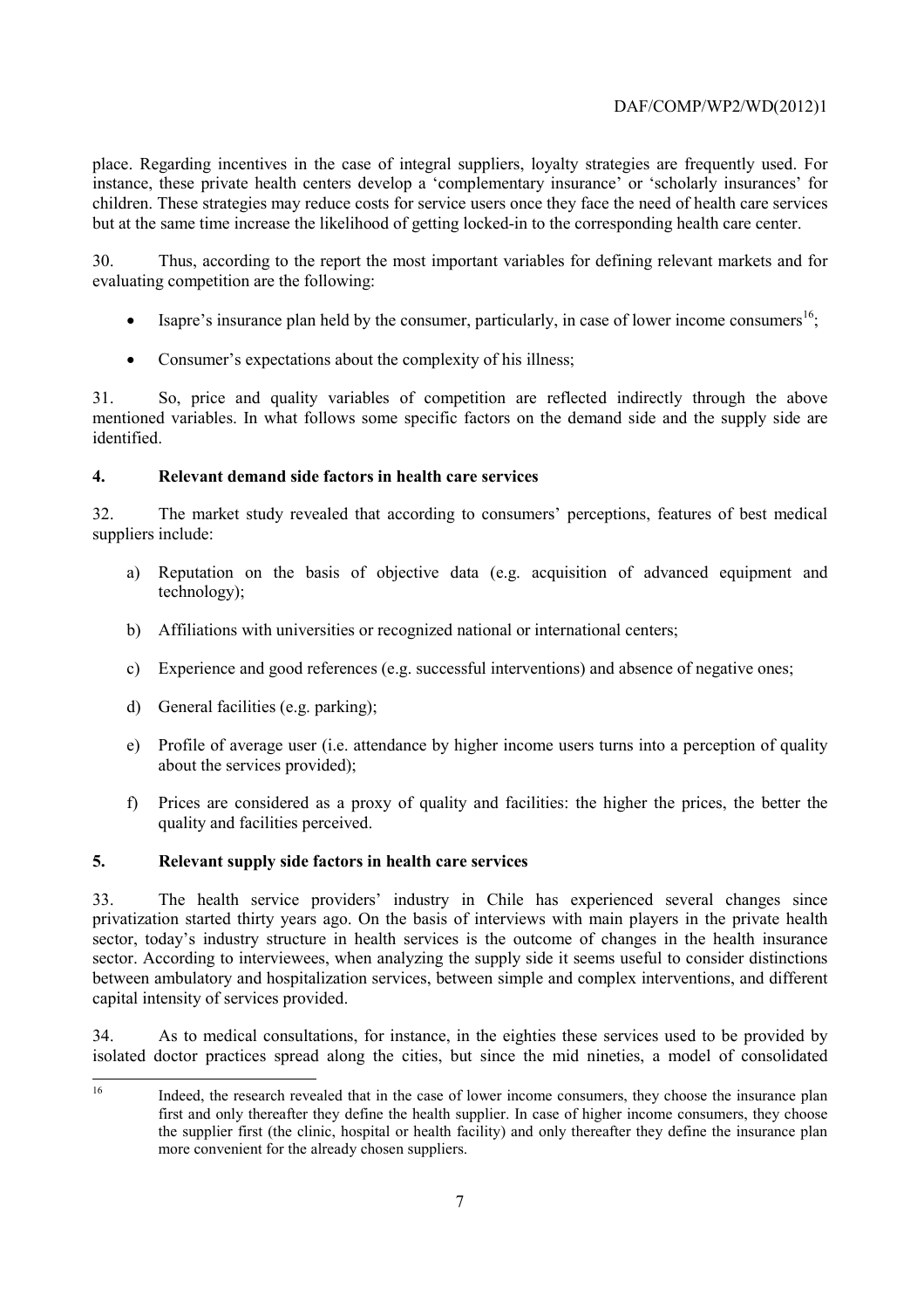place. Regarding incentives in the case of integral suppliers, loyalty strategies are frequently used. For instance, these private health centers develop a 'complementary insurance' or 'scholarly insurances' for children. These strategies may reduce costs for service users once they face the need of health care services but at the same time increase the likelihood of getting locked-in to the corresponding health care center.

30. Thus, according to the report the most important variables for defining relevant markets and for evaluating competition are the following:

- Isapre's insurance plan held by the consumer, particularly, in case of lower income consumers[16];
- Consumer's expectations about the complexity of his illness;

31. So, price and quality variables of competition are reflected indirectly through the above mentioned variables. In what follows some specific factors on the demand side and the supply side are identified.

## 4. Relevant demand side factors in health care services

32. The market study revealed that according to consumers' perceptions, features of best medical suppliers include:

a) Reputation on the basis of objective data (e.g. acquisition of advanced equipment and technology);

b) Affiliations with universities or recognized national or international centers;

c) Experience and good references (e.g. successful interventions) and absence of negative ones;

d) General facilities (e.g. parking);

e) Profile of average user (i.e. attendance by higher income users turns into a perception of quality about the services provided);

f) Prices are considered as a proxy of quality and facilities: the higher the prices, the better the quality and facilities perceived.

## 5. Relevant supply side factors in health care services

33. The health service providers' industry in Chile has experienced several changes since privatization started thirty years ago. On the basis of interviews with main players in the private health sector, today's industry structure in health services is the outcome of changes in the health insurance sector. According to interviewees, when analyzing the supply side it seems useful to consider distinctions between ambulatory and hospitalization services, between simple and complex interventions, and different capital intensity of services provided.

34. As to medical consultations, for instance, in the eighties these services used to be provided by isolated doctor practices spread along the cities, but since the mid nineties, a model of consolidated

---

[16] Indeed, the research revealed that in the case of lower income consumers, they choose the insurance plan first and only thereafter they define the health supplier. In case of higher income consumers, they choose the supplier first (the clinic, hospital or health facility) and only thereafter they define the insurance plan more convenient for the already chosen suppliers.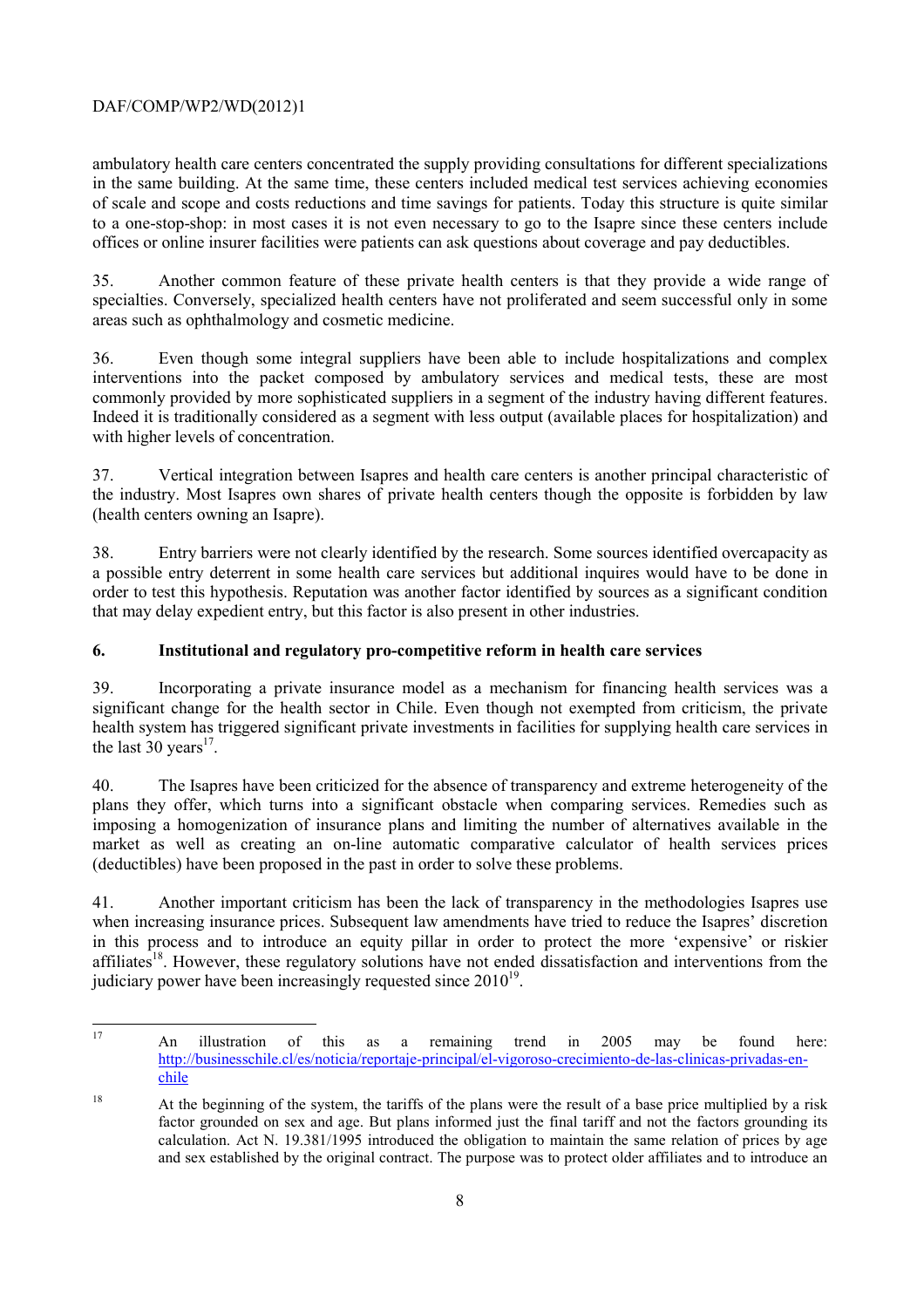ambulatory health care centers concentrated the supply providing consultations for different specializations in the same building. At the same time, these centers included medical test services achieving economies of scale and scope and costs reductions and time savings for patients. Today this structure is quite similar to a one-stop-shop: in most cases it is not even necessary to go to the Isapre since these centers include offices or online insurer facilities were patients can ask questions about coverage and pay deductibles.

35. Another common feature of these private health centers is that they provide a wide range of specialties. Conversely, specialized health centers have not proliferated and seem successful only in some areas such as ophthalmology and cosmetic medicine.

36. Even though some integral suppliers have been able to include hospitalizations and complex interventions into the packet composed by ambulatory services and medical tests, these are most commonly provided by more sophisticated suppliers in a segment of the industry having different features. Indeed it is traditionally considered as a segment with less output (available places for hospitalization) and with higher levels of concentration.

37. Vertical integration between Isapres and health care centers is another principal characteristic of the industry. Most Isapres own shares of private health centers though the opposite is forbidden by law (health centers owning an Isapre).

38. Entry barriers were not clearly identified by the research. Some sources identified overcapacity as a possible entry deterrent in some health care services but additional inquires would have to be done in order to test this hypothesis. Reputation was another factor identified by sources as a significant condition that may delay expedient entry, but this factor is also present in other industries.

## 6. Institutional and regulatory pro-competitive reform in health care services

39. Incorporating a private insurance model as a mechanism for financing health services was a significant change for the health sector in Chile. Even though not exempted from criticism, the private health system has triggered significant private investments in facilities for supplying health care services in the last 30 years[17].

40. The Isapres have been criticized for the absence of transparency and extreme heterogeneity of the plans they offer, which turns into a significant obstacle when comparing services. Remedies such as imposing a homogenization of insurance plans and limiting the number of alternatives available in the market as well as creating an on-line automatic comparative calculator of health services prices (deductibles) have been proposed in the past in order to solve these problems.

41. Another important criticism has been the lack of transparency in the methodologies Isapres use when increasing insurance prices. Subsequent law amendments have tried to reduce the Isapres' discretion in this process and to introduce an equity pillar in order to protect the more 'expensive' or riskier affiliates[18]. However, these regulatory solutions have not ended dissatisfaction and interventions from the judiciary power have been increasingly requested since 2010[19].

---

[17] An illustration of this as a remaining trend in 2005 may be found here: http://businesschile.cl/es/noticia/reportaje-principal/el-vigoroso-crecimiento-de-las-clinicas-privadas-en-chile

[18] At the beginning of the system, the tariffs of the plans were the result of a base price multiplied by a risk factor grounded on sex and age. But plans informed just the final tariff and not the factors grounding its calculation. Act N. 19.381/1995 introduced the obligation to maintain the same relation of prices by age and sex established by the original contract. The purpose was to protect older affiliates and to introduce an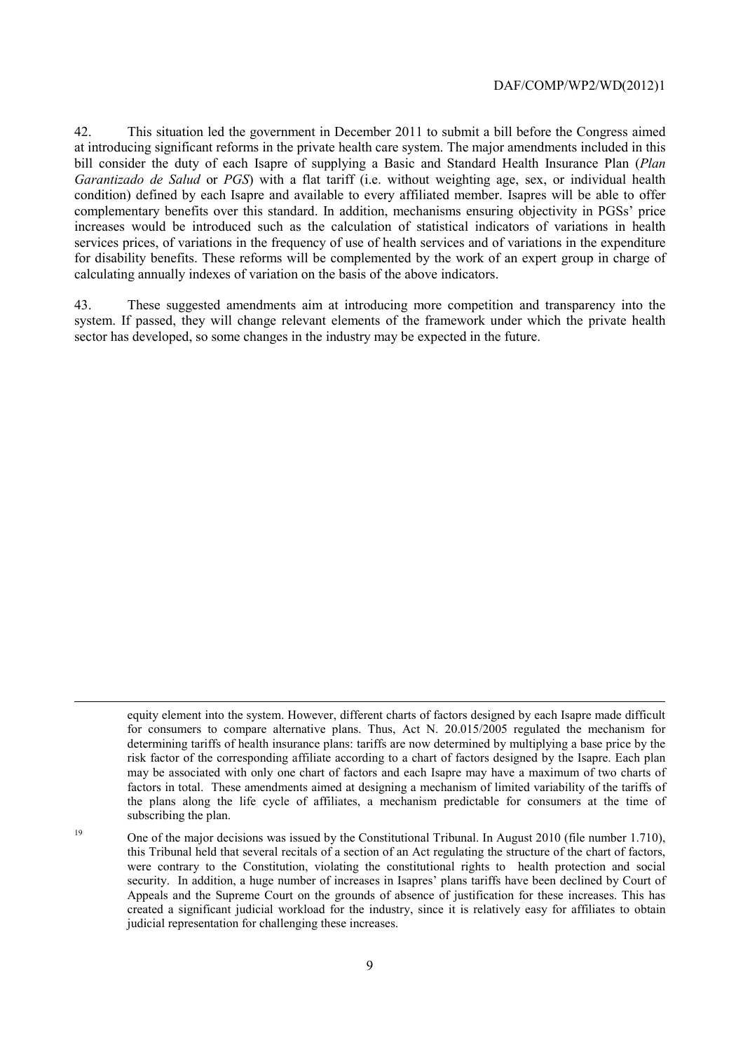42. This situation led the government in December 2011 to submit a bill before the Congress aimed at introducing significant reforms in the private health care system. The major amendments included in this bill consider the duty of each Isapre of supplying a Basic and Standard Health Insurance Plan (*Plan Garantizado de Salud* or *PGS*) with a flat tariff (i.e. without weighting age, sex, or individual health condition) defined by each Isapre and available to every affiliated member. Isapres will be able to offer complementary benefits over this standard. In addition, mechanisms ensuring objectivity in PGSs' price increases would be introduced such as the calculation of statistical indicators of variations in health services prices, of variations in the frequency of use of health services and of variations in the expenditure for disability benefits. These reforms will be complemented by the work of an expert group in charge of calculating annually indexes of variation on the basis of the above indicators.

43. These suggested amendments aim at introducing more competition and transparency into the system. If passed, they will change relevant elements of the framework under which the private health sector has developed, so some changes in the industry may be expected in the future.

---

equity element into the system. However, different charts of factors designed by each Isapre made difficult for consumers to compare alternative plans. Thus, Act N. 20.015/2005 regulated the mechanism for determining tariffs of health insurance plans: tariffs are now determined by multiplying a base price by the risk factor of the corresponding affiliate according to a chart of factors designed by the Isapre. Each plan may be associated with only one chart of factors and each Isapre may have a maximum of two charts of factors in total. These amendments aimed at designing a mechanism of limited variability of the tariffs of the plans along the life cycle of affiliates, a mechanism predictable for consumers at the time of subscribing the plan.

[19] One of the major decisions was issued by the Constitutional Tribunal. In August 2010 (file number 1.710), this Tribunal held that several recitals of a section of an Act regulating the structure of the chart of factors, were contrary to the Constitution, violating the constitutional rights to health protection and social security. In addition, a huge number of increases in Isapres' plans tariffs have been declined by Court of Appeals and the Supreme Court on the grounds of absence of justification for these increases. This has created a significant judicial workload for the industry, since it is relatively easy for affiliates to obtain judicial representation for challenging these increases.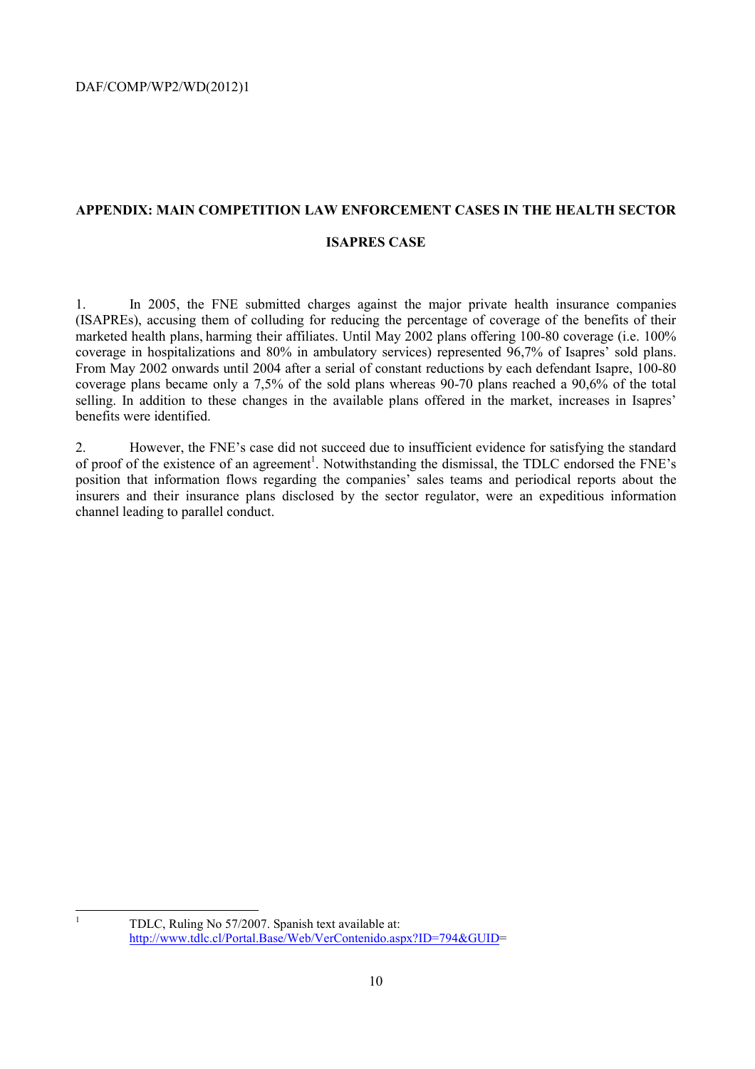## APPENDIX: MAIN COMPETITION LAW ENFORCEMENT CASES IN THE HEALTH SECTOR

### ISAPRES CASE

1. In 2005, the FNE submitted charges against the major private health insurance companies (ISAPREs), accusing them of colluding for reducing the percentage of coverage of the benefits of their marketed health plans, harming their affiliates. Until May 2002 plans offering 100-80 coverage (i.e. 100% coverage in hospitalizations and 80% in ambulatory services) represented 96,7% of Isapres' sold plans. From May 2002 onwards until 2004 after a serial of constant reductions by each defendant Isapre, 100-80 coverage plans became only a 7,5% of the sold plans whereas 90-70 plans reached a 90,6% of the total selling. In addition to these changes in the available plans offered in the market, increases in Isapres' benefits were identified.

2. However, the FNE's case did not succeed due to insufficient evidence for satisfying the standard of proof of the existence of an agreement[1]. Notwithstanding the dismissal, the TDLC endorsed the FNE's position that information flows regarding the companies' sales teams and periodical reports about the insurers and their insurance plans disclosed by the sector regulator, were an expeditious information channel leading to parallel conduct.

---

[1] TDLC, Ruling No 57/2007. Spanish text available at: http://www.tdlc.cl/Portal.Base/Web/VerContenido.aspx?ID=794&GUID=